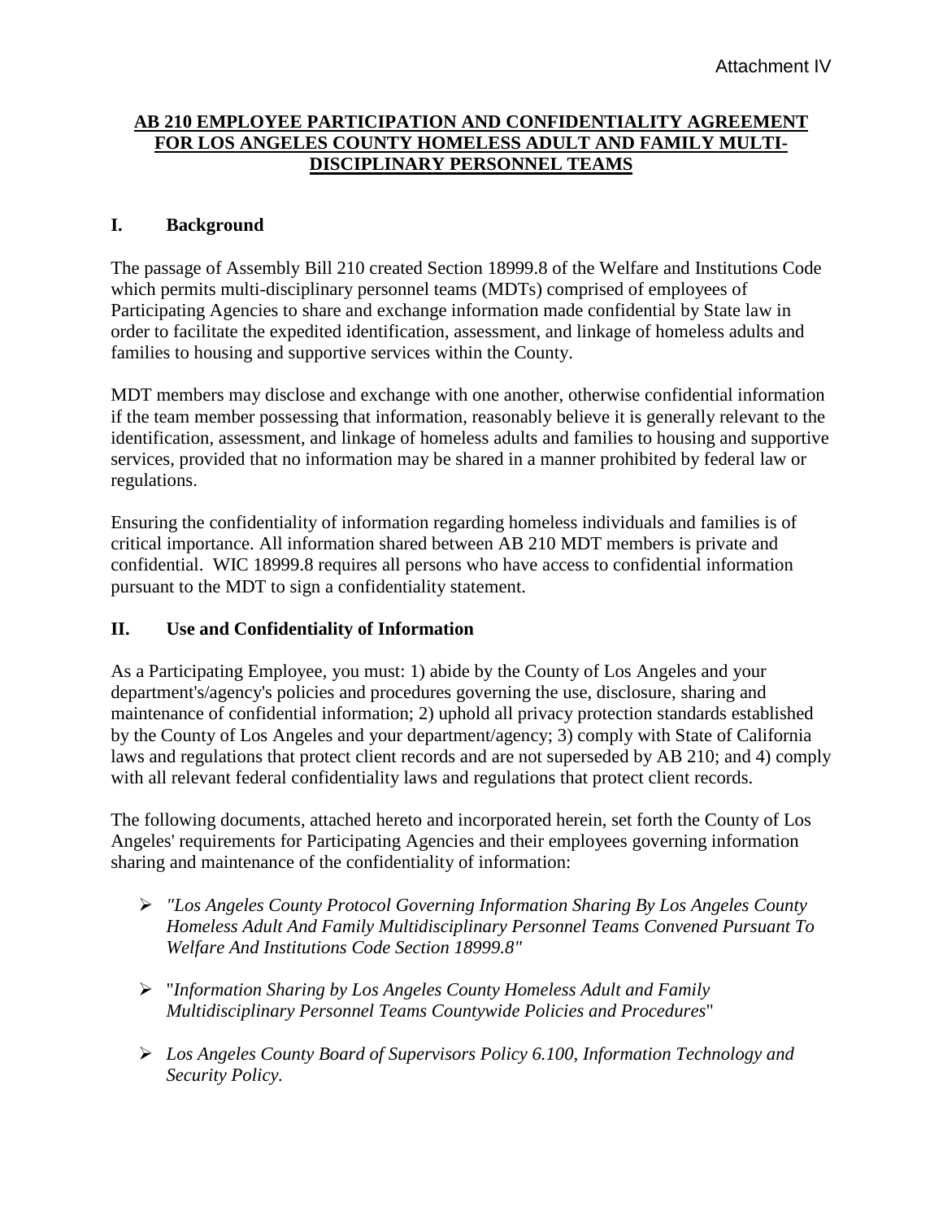Attachment IV

# AB 210 EMPLOYEE PARTICIPATION AND CONFIDENTIALITY AGREEMENT FOR LOS ANGELES COUNTY HOMELESS ADULT AND FAMILY MULTI-DISCIPLINARY PERSONNEL TEAMS

## I. Background

The passage of Assembly Bill 210 created Section 18999.8 of the Welfare and Institutions Code which permits multi-disciplinary personnel teams (MDTs) comprised of employees of Participating Agencies to share and exchange information made confidential by State law in order to facilitate the expedited identification, assessment, and linkage of homeless adults and families to housing and supportive services within the County.

MDT members may disclose and exchange with one another, otherwise confidential information if the team member possessing that information, reasonably believe it is generally relevant to the identification, assessment, and linkage of homeless adults and families to housing and supportive services, provided that no information may be shared in a manner prohibited by federal law or regulations.

Ensuring the confidentiality of information regarding homeless individuals and families is of critical importance. All information shared between AB 210 MDT members is private and confidential. WIC 18999.8 requires all persons who have access to confidential information pursuant to the MDT to sign a confidentiality statement.

## II. Use and Confidentiality of Information

As a Participating Employee, you must: 1) abide by the County of Los Angeles and your department's/agency's policies and procedures governing the use, disclosure, sharing and maintenance of confidential information; 2) uphold all privacy protection standards established by the County of Los Angeles and your department/agency; 3) comply with State of California laws and regulations that protect client records and are not superseded by AB 210; and 4) comply with all relevant federal confidentiality laws and regulations that protect client records.

The following documents, attached hereto and incorporated herein, set forth the County of Los Angeles' requirements for Participating Agencies and their employees governing information sharing and maintenance of the confidentiality of information:

- *"Los Angeles County Protocol Governing Information Sharing By Los Angeles County Homeless Adult And Family Multidisciplinary Personnel Teams Convened Pursuant To Welfare And Institutions Code Section 18999.8"*
- "*Information Sharing by Los Angeles County Homeless Adult and Family Multidisciplinary Personnel Teams Countywide Policies and Procedures*"
- *Los Angeles County Board of Supervisors Policy 6.100, Information Technology and Security Policy.*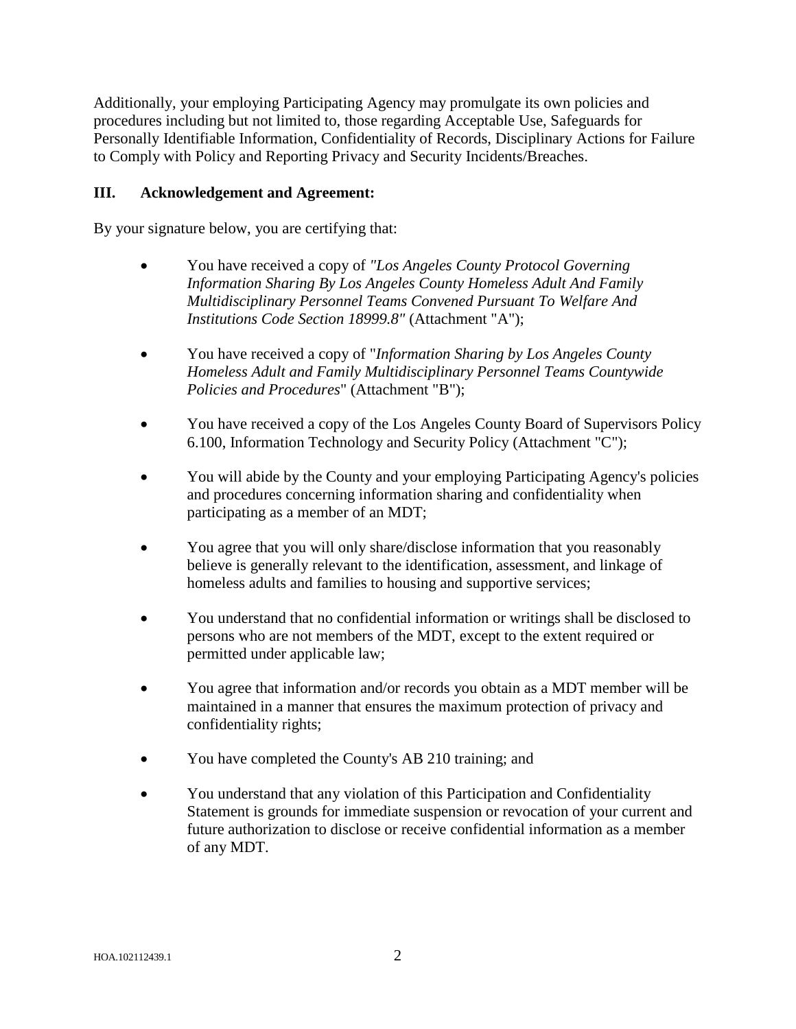Additionally, your employing Participating Agency may promulgate its own policies and procedures including but not limited to, those regarding Acceptable Use, Safeguards for Personally Identifiable Information, Confidentiality of Records, Disciplinary Actions for Failure to Comply with Policy and Reporting Privacy and Security Incidents/Breaches.

## III. Acknowledgement and Agreement:

By your signature below, you are certifying that:

- You have received a copy of *"Los Angeles County Protocol Governing Information Sharing By Los Angeles County Homeless Adult And Family Multidisciplinary Personnel Teams Convened Pursuant To Welfare And Institutions Code Section 18999.8"* (Attachment "A");
- You have received a copy of "*Information Sharing by Los Angeles County Homeless Adult and Family Multidisciplinary Personnel Teams Countywide Policies and Procedures*" (Attachment "B");
- You have received a copy of the Los Angeles County Board of Supervisors Policy 6.100, Information Technology and Security Policy (Attachment "C");
- You will abide by the County and your employing Participating Agency's policies and procedures concerning information sharing and confidentiality when participating as a member of an MDT;
- You agree that you will only share/disclose information that you reasonably believe is generally relevant to the identification, assessment, and linkage of homeless adults and families to housing and supportive services;
- You understand that no confidential information or writings shall be disclosed to persons who are not members of the MDT, except to the extent required or permitted under applicable law;
- You agree that information and/or records you obtain as a MDT member will be maintained in a manner that ensures the maximum protection of privacy and confidentiality rights;
- You have completed the County's AB 210 training; and
- You understand that any violation of this Participation and Confidentiality Statement is grounds for immediate suspension or revocation of your current and future authorization to disclose or receive confidential information as a member of any MDT.

HOA.102112439.1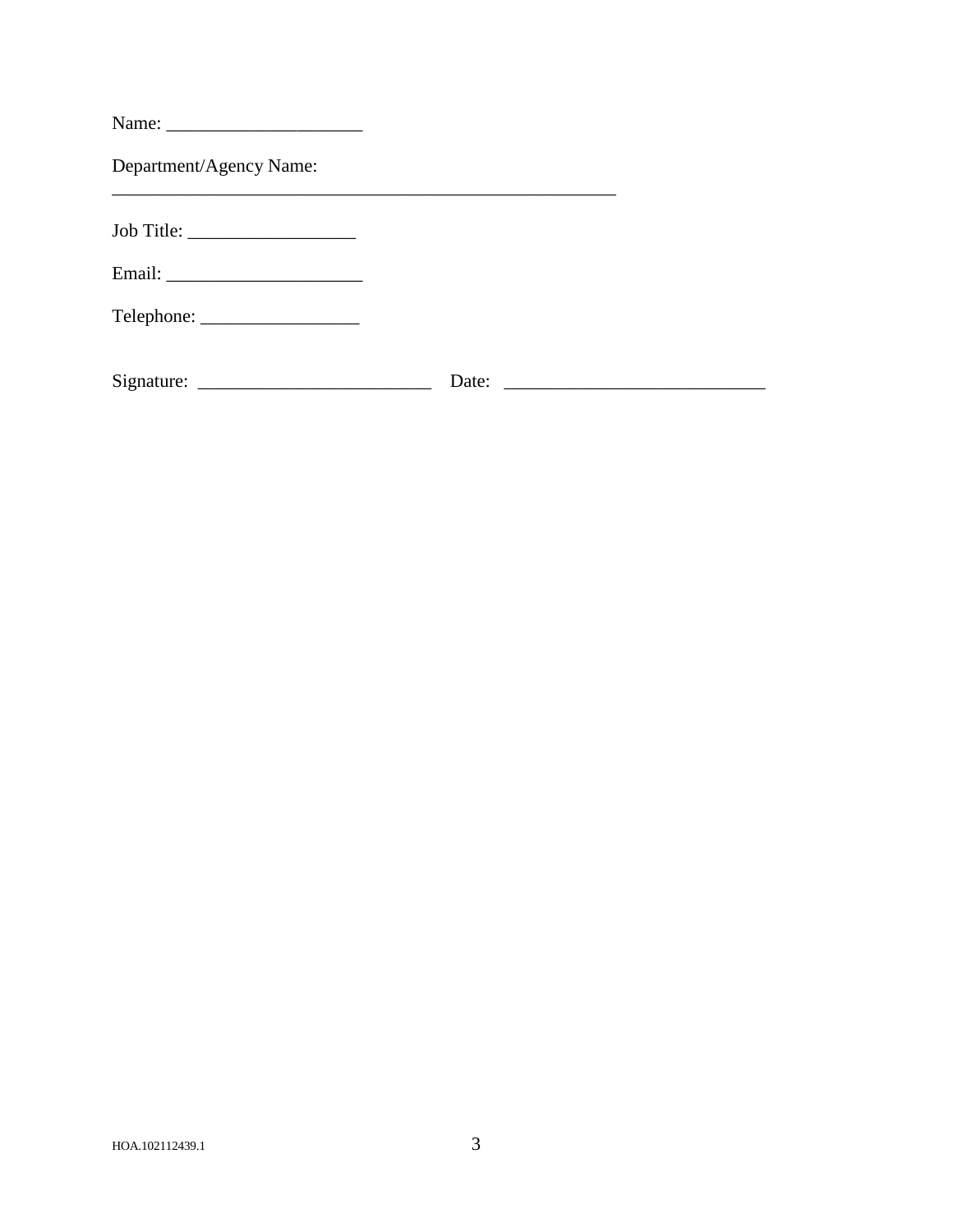Name: ____________________

Department/Agency Name:
_______________________________________________

Job Title: _________________

Email: ____________________

Telephone: ________________

Signature: ________________________ Date: ___________________________

HOA.102112439.1